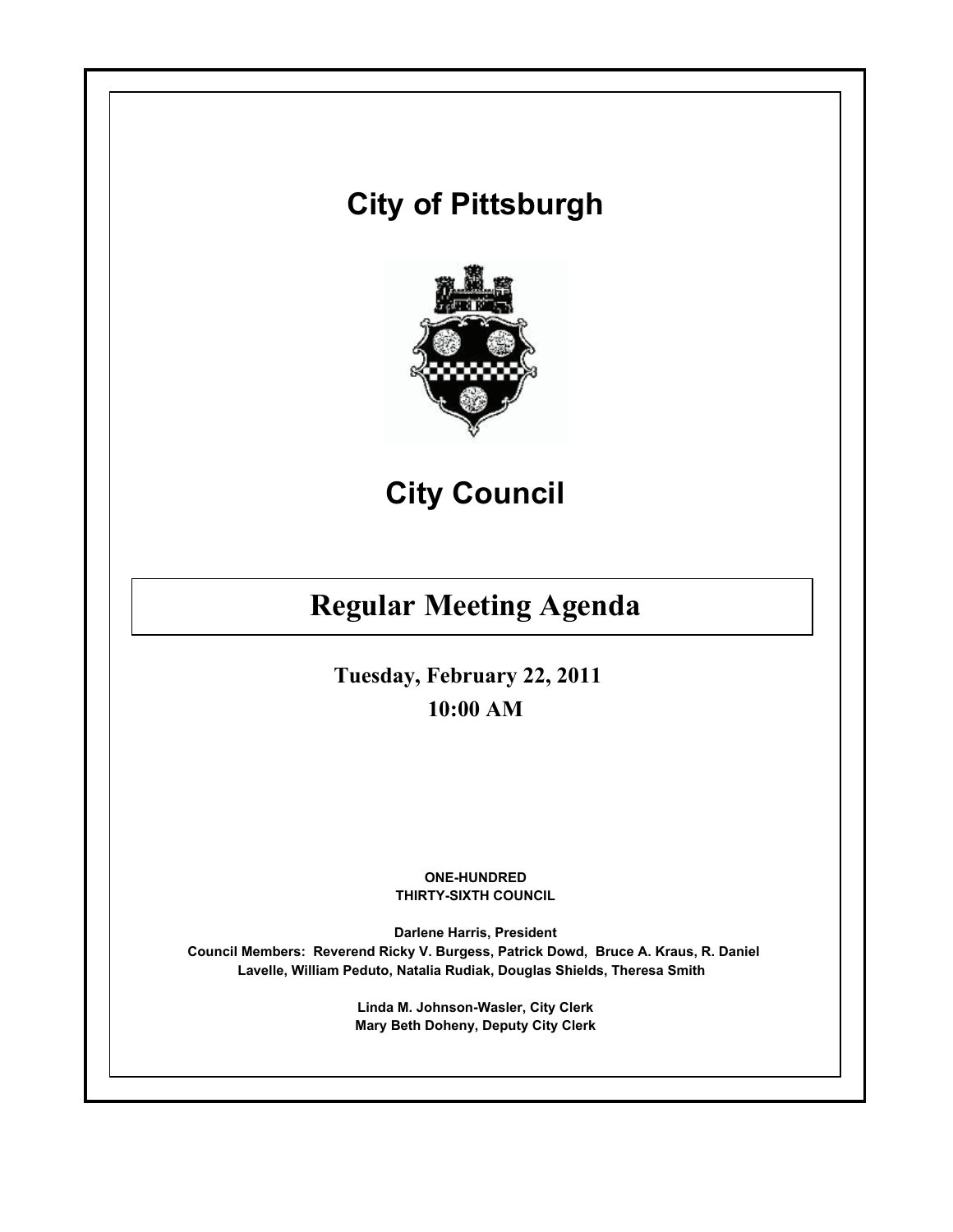# City of Pittsburgh

# City Council

## Regular Meeting Agenda

**Tuesday, February 22, 2011**

**10:00 AM**

**ONE-HUNDRED THIRTY-SIXTH COUNCIL**

**Darlene Harris, President**

**Council Members: Reverend Ricky V. Burgess, Patrick Dowd, Bruce A. Kraus, R. Daniel Lavelle, William Peduto, Natalia Rudiak, Douglas Shields, Theresa Smith**

**Linda M. Johnson-Wasler, City Clerk**

**Mary Beth Doheny, Deputy City Clerk**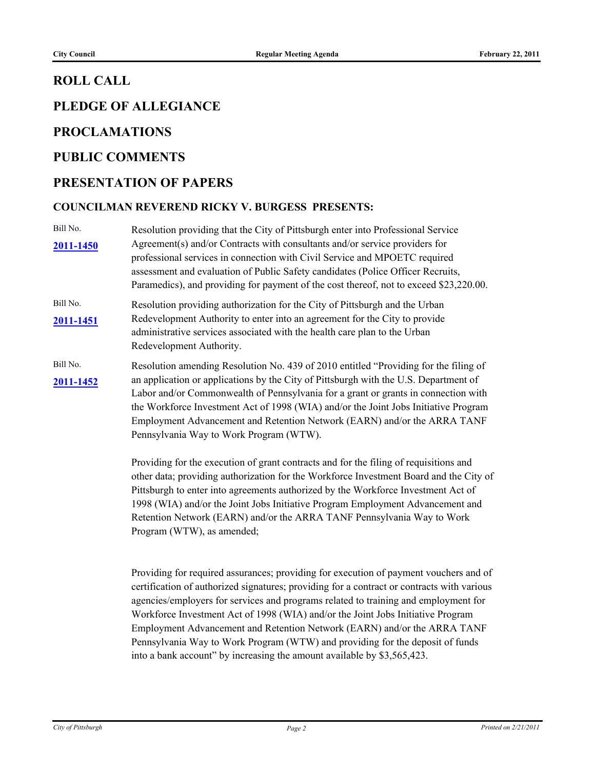## ROLL CALL

## PLEDGE OF ALLEGIANCE

## PROCLAMATIONS

## PUBLIC COMMENTS

## PRESENTATION OF PAPERS

### COUNCILMAN REVEREND RICKY V. BURGESS PRESENTS:

Bill No. **2011-1450**

Resolution providing that the City of Pittsburgh enter into Professional Service Agreement(s) and/or Contracts with consultants and/or service providers for professional services in connection with Civil Service and MPOETC required assessment and evaluation of Public Safety candidates (Police Officer Recruits, Paramedics), and providing for payment of the cost thereof, not to exceed $23,220.00.

Bill No. **2011-1451**

Resolution providing authorization for the City of Pittsburgh and the Urban Redevelopment Authority to enter into an agreement for the City to provide administrative services associated with the health care plan to the Urban Redevelopment Authority.

Bill No. **2011-1452**

Resolution amending Resolution No. 439 of 2010 entitled "Providing for the filing of an application or applications by the City of Pittsburgh with the U.S. Department of Labor and/or Commonwealth of Pennsylvania for a grant or grants in connection with the Workforce Investment Act of 1998 (WIA) and/or the Joint Jobs Initiative Program Employment Advancement and Retention Network (EARN) and/or the ARRA TANF Pennsylvania Way to Work Program (WTW).

Providing for the execution of grant contracts and for the filing of requisitions and other data; providing authorization for the Workforce Investment Board and the City of Pittsburgh to enter into agreements authorized by the Workforce Investment Act of 1998 (WIA) and/or the Joint Jobs Initiative Program Employment Advancement and Retention Network (EARN) and/or the ARRA TANF Pennsylvania Way to Work Program (WTW), as amended;

Providing for required assurances; providing for execution of payment vouchers and of certification of authorized signatures; providing for a contract or contracts with various agencies/employers for services and programs related to training and employment for Workforce Investment Act of 1998 (WIA) and/or the Joint Jobs Initiative Program Employment Advancement and Retention Network (EARN) and/or the ARRA TANF Pennsylvania Way to Work Program (WTW) and providing for the deposit of funds into a bank account" by increasing the amount available by $3,565,423.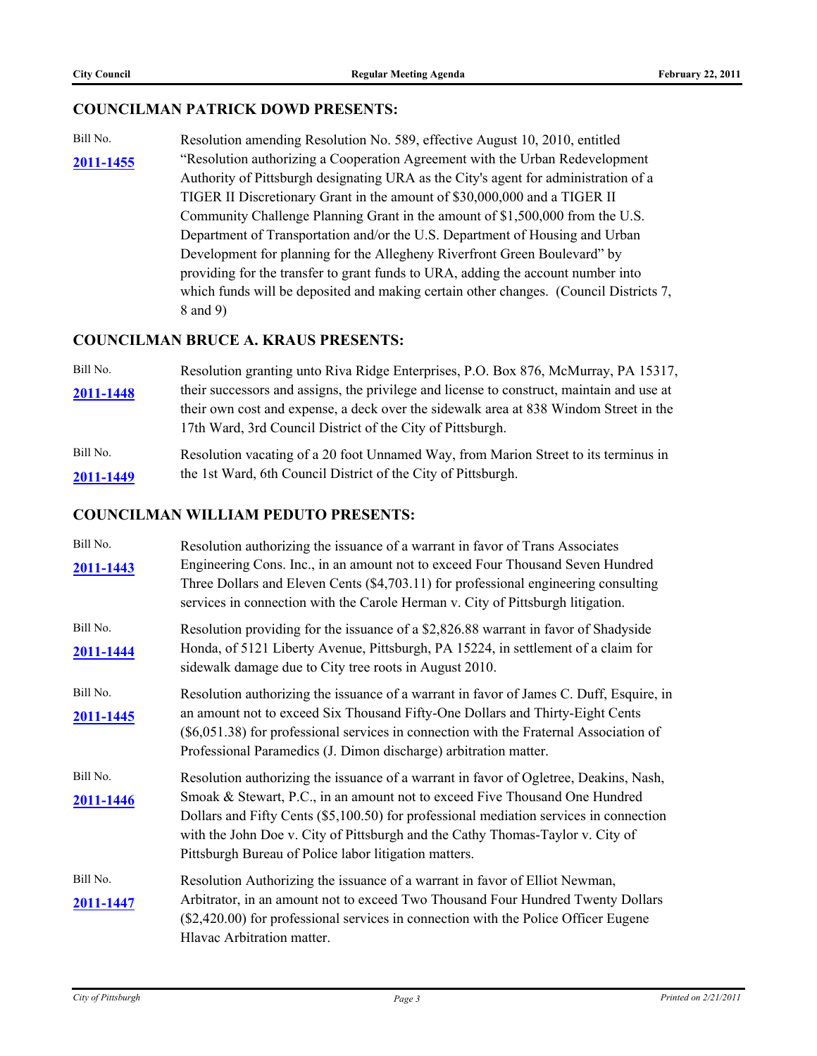## COUNCILMAN PATRICK DOWD PRESENTS:

Bill No. **2011-1455**

Resolution amending Resolution No. 589, effective August 10, 2010, entitled "Resolution authorizing a Cooperation Agreement with the Urban Redevelopment Authority of Pittsburgh designating URA as the City's agent for administration of a TIGER II Discretionary Grant in the amount of $30,000,000 and a TIGER II Community Challenge Planning Grant in the amount of $1,500,000 from the U.S. Department of Transportation and/or the U.S. Department of Housing and Urban Development for planning for the Allegheny Riverfront Green Boulevard" by providing for the transfer to grant funds to URA, adding the account number into which funds will be deposited and making certain other changes. (Council Districts 7, 8 and 9)

## COUNCILMAN BRUCE A. KRAUS PRESENTS:

Bill No. **2011-1448**

Resolution granting unto Riva Ridge Enterprises, P.O. Box 876, McMurray, PA 15317, their successors and assigns, the privilege and license to construct, maintain and use at their own cost and expense, a deck over the sidewalk area at 838 Windom Street in the 17th Ward, 3rd Council District of the City of Pittsburgh.

Bill No. **2011-1449**

Resolution vacating of a 20 foot Unnamed Way, from Marion Street to its terminus in the 1st Ward, 6th Council District of the City of Pittsburgh.

## COUNCILMAN WILLIAM PEDUTO PRESENTS:

Bill No. **2011-1443**

Resolution authorizing the issuance of a warrant in favor of Trans Associates Engineering Cons. Inc., in an amount not to exceed Four Thousand Seven Hundred Three Dollars and Eleven Cents ($4,703.11) for professional engineering consulting services in connection with the Carole Herman v. City of Pittsburgh litigation.

Bill No. **2011-1444**

Resolution providing for the issuance of a $2,826.88 warrant in favor of Shadyside Honda, of 5121 Liberty Avenue, Pittsburgh, PA 15224, in settlement of a claim for sidewalk damage due to City tree roots in August 2010.

Bill No. **2011-1445**

Resolution authorizing the issuance of a warrant in favor of James C. Duff, Esquire, in an amount not to exceed Six Thousand Fifty-One Dollars and Thirty-Eight Cents ($6,051.38) for professional services in connection with the Fraternal Association of Professional Paramedics (J. Dimon discharge) arbitration matter.

Bill No. **2011-1446**

Resolution authorizing the issuance of a warrant in favor of Ogletree, Deakins, Nash, Smoak & Stewart, P.C., in an amount not to exceed Five Thousand One Hundred Dollars and Fifty Cents ($5,100.50) for professional mediation services in connection with the John Doe v. City of Pittsburgh and the Cathy Thomas-Taylor v. City of Pittsburgh Bureau of Police labor litigation matters.

Bill No. **2011-1447**

Resolution Authorizing the issuance of a warrant in favor of Elliot Newman, Arbitrator, in an amount not to exceed Two Thousand Four Hundred Twenty Dollars ($2,420.00) for professional services in connection with the Police Officer Eugene Hlavac Arbitration matter.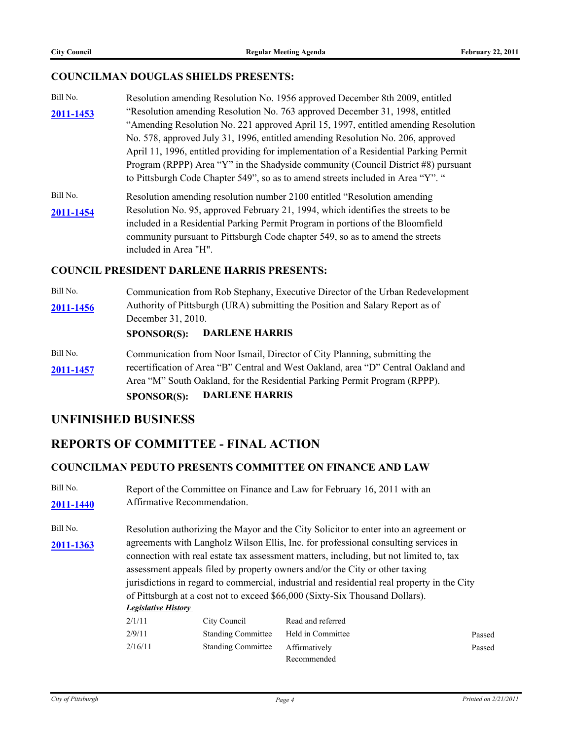### COUNCILMAN DOUGLAS SHIELDS PRESENTS:

Bill No. **2011-1453**

Resolution amending Resolution No. 1956 approved December 8th 2009, entitled "Resolution amending Resolution No. 763 approved December 31, 1998, entitled "Amending Resolution No. 221 approved April 15, 1997, entitled amending Resolution No. 578, approved July 31, 1996, entitled amending Resolution No. 206, approved April 11, 1996, entitled providing for implementation of a Residential Parking Permit Program (RPPP) Area "Y" in the Shadyside community (Council District #8) pursuant to Pittsburgh Code Chapter 549", so as to amend streets included in Area "Y". "

Bill No. **2011-1454**

Resolution amending resolution number 2100 entitled "Resolution amending Resolution No. 95, approved February 21, 1994, which identifies the streets to be included in a Residential Parking Permit Program in portions of the Bloomfield community pursuant to Pittsburgh Code chapter 549, so as to amend the streets included in Area "H".

### COUNCIL PRESIDENT DARLENE HARRIS PRESENTS:

Bill No. **2011-1456**

Communication from Rob Stephany, Executive Director of the Urban Redevelopment Authority of Pittsburgh (URA) submitting the Position and Salary Report as of December 31, 2010.

**SPONSOR(S): DARLENE HARRIS**

Bill No. **2011-1457**

Communication from Noor Ismail, Director of City Planning, submitting the recertification of Area "B" Central and West Oakland, area "D" Central Oakland and Area "M" South Oakland, for the Residential Parking Permit Program (RPPP).

**SPONSOR(S): DARLENE HARRIS**

## UNFINISHED BUSINESS

## REPORTS OF COMMITTEE - FINAL ACTION

### COUNCILMAN PEDUTO PRESENTS COMMITTEE ON FINANCE AND LAW

Bill No. **2011-1440**

Report of the Committee on Finance and Law for February 16, 2011 with an Affirmative Recommendation.

Bill No. **2011-1363**

Resolution authorizing the Mayor and the City Solicitor to enter into an agreement or agreements with Langholz Wilson Ellis, Inc. for professional consulting services in connection with real estate tax assessment matters, including, but not limited to, tax assessment appeals filed by property owners and/or the City or other taxing jurisdictions in regard to commercial, industrial and residential real property in the City of Pittsburgh at a cost not to exceed $66,000 (Sixty-Six Thousand Dollars).

***Legislative History***

| | | | |
|---|---|---|---|
| 2/1/11 | City Council | Read and referred | |
| 2/9/11 | Standing Committee | Held in Committee | Passed |
| 2/16/11 | Standing Committee | Affirmatively Recommended | Passed |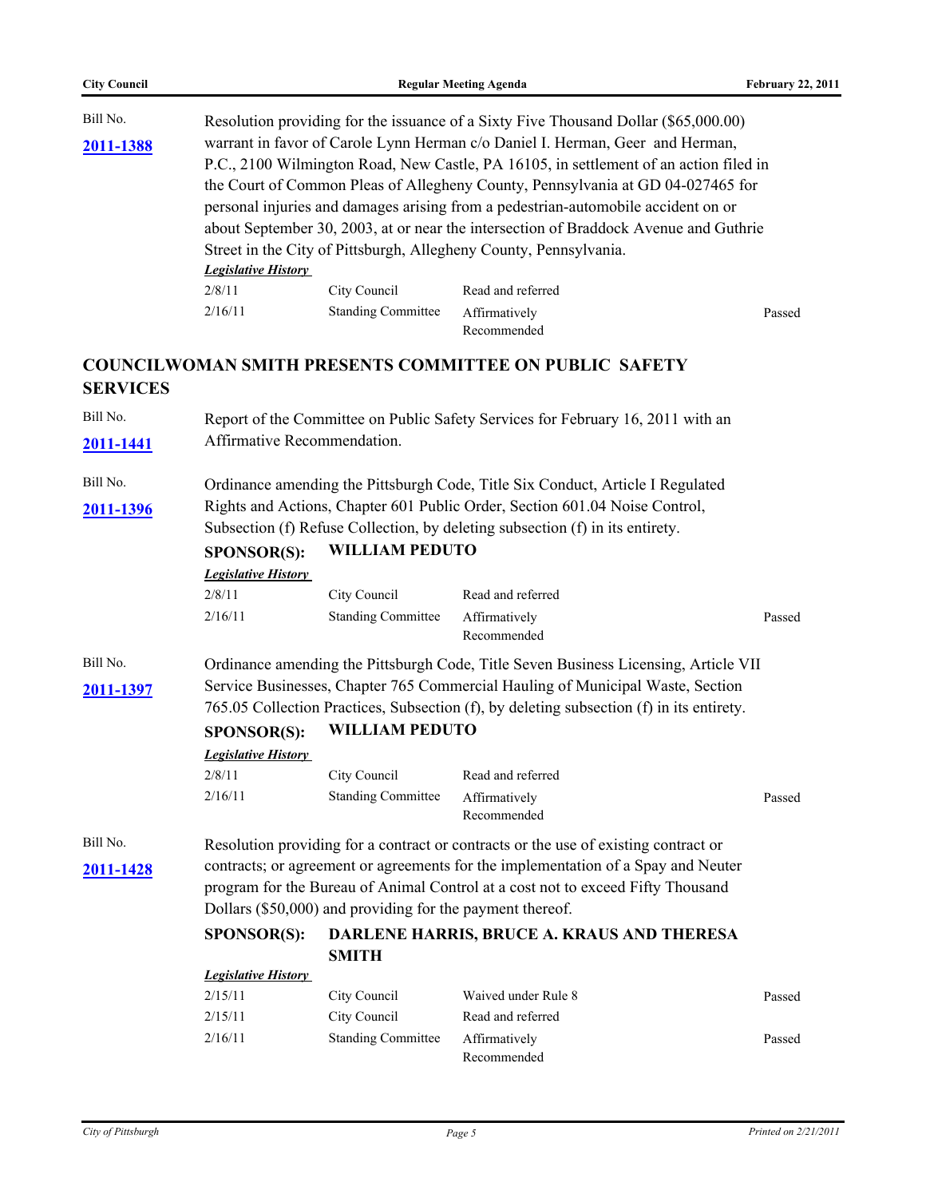Bill No.

**2011-1388**

Resolution providing for the issuance of a Sixty Five Thousand Dollar ($65,000.00) warrant in favor of Carole Lynn Herman c/o Daniel I. Herman, Geer and Herman, P.C., 2100 Wilmington Road, New Castle, PA 16105, in settlement of an action filed in the Court of Common Pleas of Allegheny County, Pennsylvania at GD 04-027465 for personal injuries and damages arising from a pedestrian-automobile accident on or about September 30, 2003, at or near the intersection of Braddock Avenue and Guthrie Street in the City of Pittsburgh, Allegheny County, Pennsylvania.

***Legislative History***

| | | | |
|---|---|---|---|
| 2/8/11 | City Council | Read and referred | |
| 2/16/11 | Standing Committee | Affirmatively Recommended | Passed |

## COUNCILWOMAN SMITH PRESENTS COMMITTEE ON PUBLIC SAFETY SERVICES

Bill No.

**2011-1441**

Report of the Committee on Public Safety Services for February 16, 2011 with an Affirmative Recommendation.

Bill No.

**2011-1396**

Ordinance amending the Pittsburgh Code, Title Six Conduct, Article I Regulated Rights and Actions, Chapter 601 Public Order, Section 601.04 Noise Control, Subsection (f) Refuse Collection, by deleting subsection (f) in its entirety.

**SPONSOR(S): WILLIAM PEDUTO**

***Legislative History***

| | | | |
|---|---|---|---|
| 2/8/11 | City Council | Read and referred | |
| 2/16/11 | Standing Committee | Affirmatively Recommended | Passed |

Bill No.

**2011-1397**

Ordinance amending the Pittsburgh Code, Title Seven Business Licensing, Article VII Service Businesses, Chapter 765 Commercial Hauling of Municipal Waste, Section 765.05 Collection Practices, Subsection (f), by deleting subsection (f) in its entirety.

**SPONSOR(S): WILLIAM PEDUTO**

***Legislative History***

| | | | |
|---|---|---|---|
| 2/8/11 | City Council | Read and referred | |
| 2/16/11 | Standing Committee | Affirmatively Recommended | Passed |

Bill No.

**2011-1428**

Resolution providing for a contract or contracts or the use of existing contract or contracts; or agreement or agreements for the implementation of a Spay and Neuter program for the Bureau of Animal Control at a cost not to exceed Fifty Thousand Dollars ($50,000) and providing for the payment thereof.

**SPONSOR(S): DARLENE HARRIS, BRUCE A. KRAUS AND THERESA SMITH**

***Legislative History***

| | | | |
|---|---|---|---|
| 2/15/11 | City Council | Waived under Rule 8 | Passed |
| 2/15/11 | City Council | Read and referred | |
| 2/16/11 | Standing Committee | Affirmatively Recommended | Passed |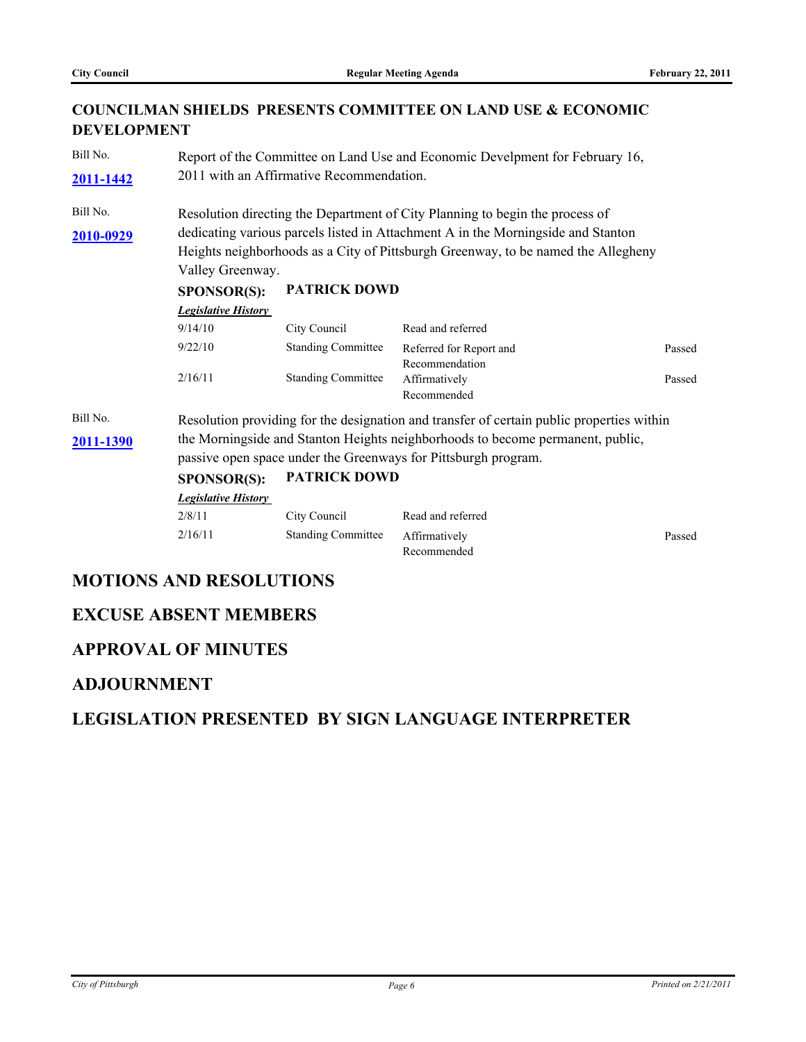## COUNCILMAN SHIELDS PRESENTS COMMITTEE ON LAND USE & ECONOMIC DEVELOPMENT

Bill No. **2011-1442**

Report of the Committee on Land Use and Economic Develpment for February 16, 2011 with an Affirmative Recommendation.

Bill No. **2010-0929**

Resolution directing the Department of City Planning to begin the process of dedicating various parcels listed in Attachment A in the Morningside and Stanton Heights neighborhoods as a City of Pittsburgh Greenway, to be named the Allegheny Valley Greenway.

**SPONSOR(S): PATRICK DOWD**

***Legislative History***

| | | | |
|---|---|---|---|
| 9/14/10 | City Council | Read and referred | |
| 9/22/10 | Standing Committee | Referred for Report and Recommendation | Passed |
| 2/16/11 | Standing Committee | Affirmatively Recommended | Passed |

Bill No. **2011-1390**

Resolution providing for the designation and transfer of certain public properties within the Morningside and Stanton Heights neighborhoods to become permanent, public, passive open space under the Greenways for Pittsburgh program.

**SPONSOR(S): PATRICK DOWD**

***Legislative History***

| | | | |
|---|---|---|---|
| 2/8/11 | City Council | Read and referred | |
| 2/16/11 | Standing Committee | Affirmatively Recommended | Passed |

## MOTIONS AND RESOLUTIONS

## EXCUSE ABSENT MEMBERS

## APPROVAL OF MINUTES

## ADJOURNMENT

## LEGISLATION PRESENTED BY SIGN LANGUAGE INTERPRETER